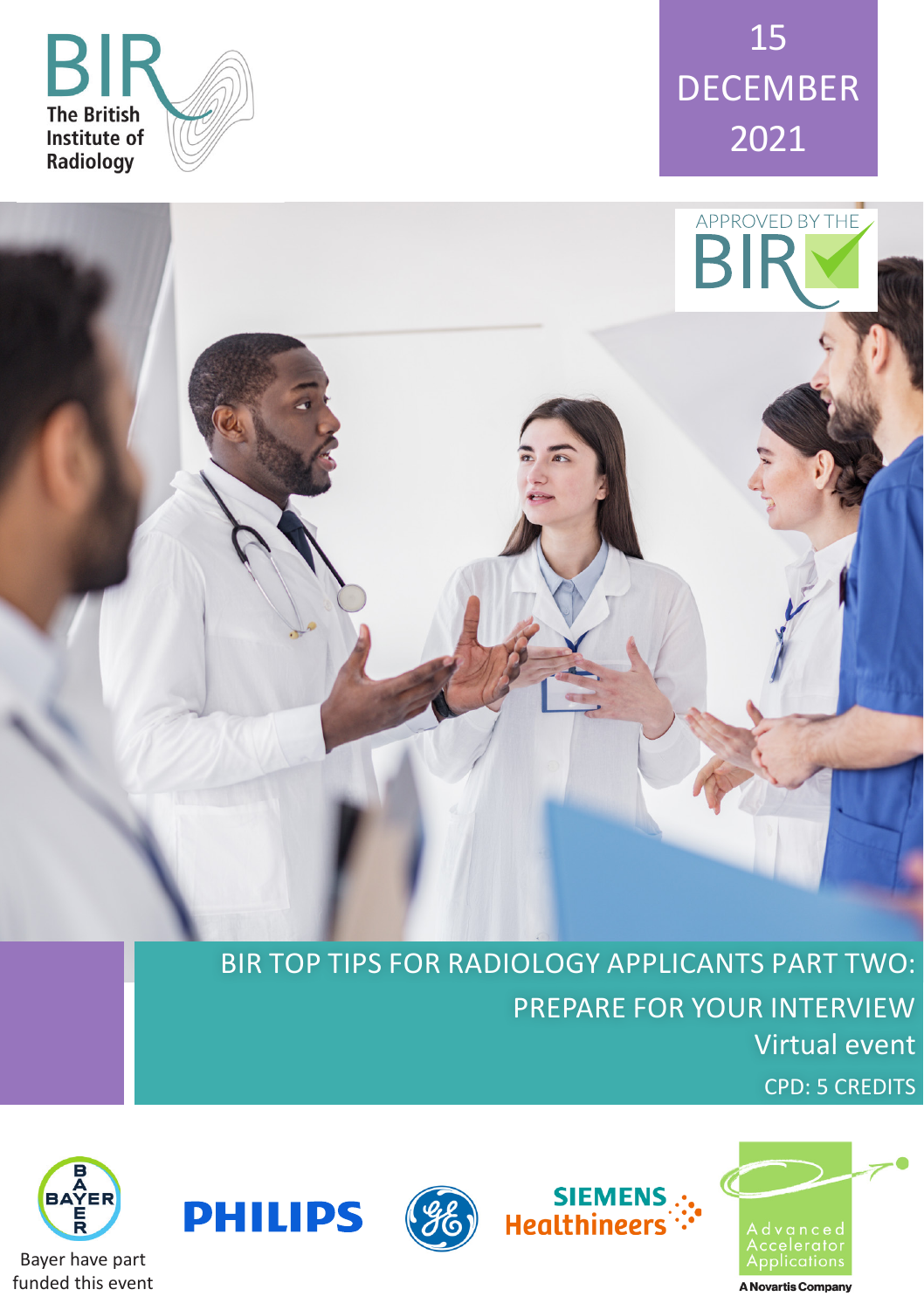BIR
The British Institute of Radiology

15 DECEMBER 2021

APPROVED BY THE BIR

# BIR TOP TIPS FOR RADIOLOGY APPLICANTS PART TWO: PREPARE FOR YOUR INTERVIEW

Virtual event

CPD: 5 CREDITS

Bayer have part funded this event

PHILIPS

SIEMENS Healthineers

Advanced Accelerator Applications

A Novartis Company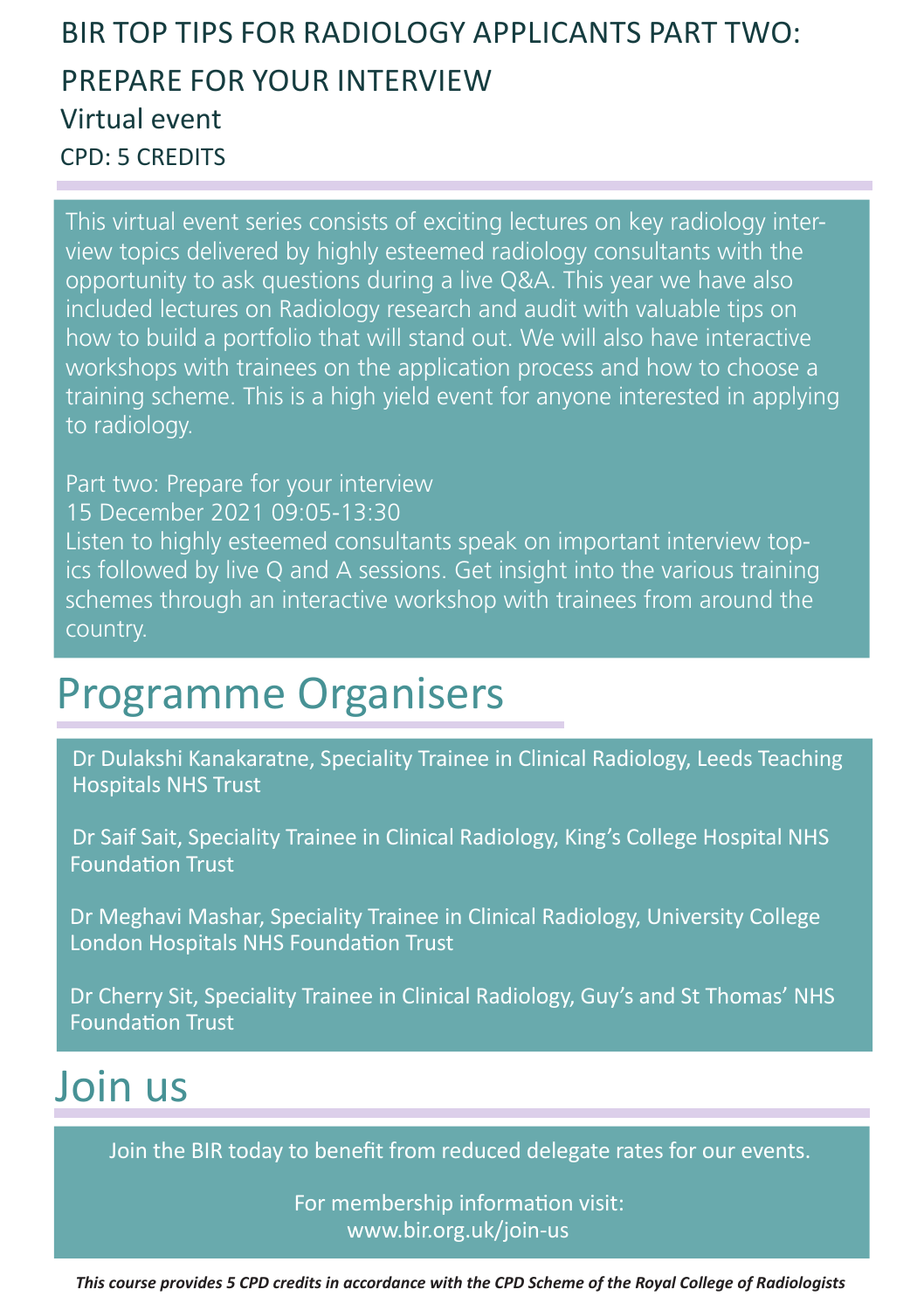# BIR TOP TIPS FOR RADIOLOGY APPLICANTS PART TWO: PREPARE FOR YOUR INTERVIEW

## Virtual event

CPD: 5 CREDITS

This virtual event series consists of exciting lectures on key radiology interview topics delivered by highly esteemed radiology consultants with the opportunity to ask questions during a live Q&A. This year we have also included lectures on Radiology research and audit with valuable tips on how to build a portfolio that will stand out. We will also have interactive workshops with trainees on the application process and how to choose a training scheme. This is a high yield event for anyone interested in applying to radiology.

Part two: Prepare for your interview
15 December 2021 09:05-13:30
Listen to highly esteemed consultants speak on important interview topics followed by live Q and A sessions. Get insight into the various training schemes through an interactive workshop with trainees from around the country.

# Programme Organisers

Dr Dulakshi Kanakaratne, Speciality Trainee in Clinical Radiology, Leeds Teaching Hospitals NHS Trust

Dr Saif Sait, Speciality Trainee in Clinical Radiology, King's College Hospital NHS Foundation Trust

Dr Meghavi Mashar, Speciality Trainee in Clinical Radiology, University College London Hospitals NHS Foundation Trust

Dr Cherry Sit, Speciality Trainee in Clinical Radiology, Guy's and St Thomas' NHS Foundation Trust

# Join us

Join the BIR today to benefit from reduced delegate rates for our events.

For membership information visit:
www.bir.org.uk/join-us

***This course provides 5 CPD credits in accordance with the CPD Scheme of the Royal College of Radiologists***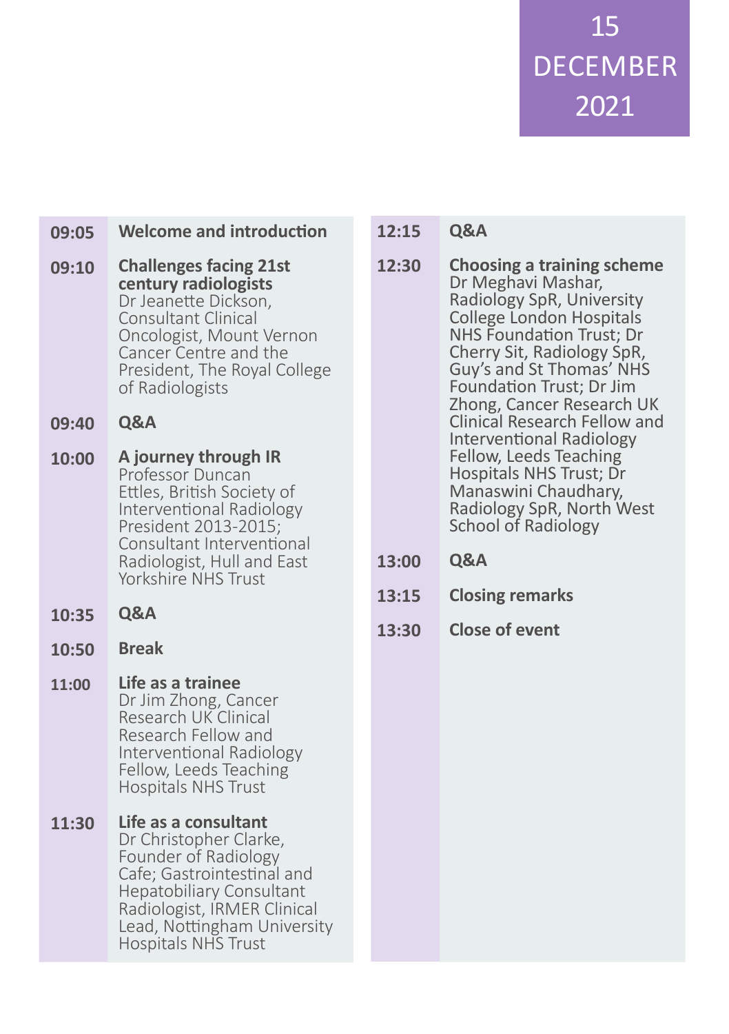# 15 DECEMBER 2021

| Time | Session |
| --- | --- |
| 09:05 | **Welcome and introduction** |
| 09:10 | **Challenges facing 21st century radiologists** Dr Jeanette Dickson, Consultant Clinical Oncologist, Mount Vernon Cancer Centre and the President, The Royal College of Radiologists |
| 09:40 | **Q&A** |
| 10:00 | **A journey through IR** Professor Duncan Ettles, British Society of Interventional Radiology President 2013-2015; Consultant Interventional Radiologist, Hull and East Yorkshire NHS Trust |
| 10:35 | **Q&A** |
| 10:50 | **Break** |
| 11:00 | **Life as a trainee** Dr Jim Zhong, Cancer Research UK Clinical Research Fellow and Interventional Radiology Fellow, Leeds Teaching Hospitals NHS Trust |
| 11:30 | **Life as a consultant** Dr Christopher Clarke, Founder of Radiology Cafe; Gastrointestinal and Hepatobiliary Consultant Radiologist, IRMER Clinical Lead, Nottingham University Hospitals NHS Trust |
| 12:15 | **Q&A** |
| 12:30 | **Choosing a training scheme** Dr Meghavi Mashar, Radiology SpR, University College London Hospitals NHS Foundation Trust; Dr Cherry Sit, Radiology SpR, Guy's and St Thomas' NHS Foundation Trust; Dr Jim Zhong, Cancer Research UK Clinical Research Fellow and Interventional Radiology Fellow, Leeds Teaching Hospitals NHS Trust; Dr Manaswini Chaudhary, Radiology SpR, North West School of Radiology |
| 13:00 | **Q&A** |
| 13:15 | **Closing remarks** |
| 13:30 | **Close of event** |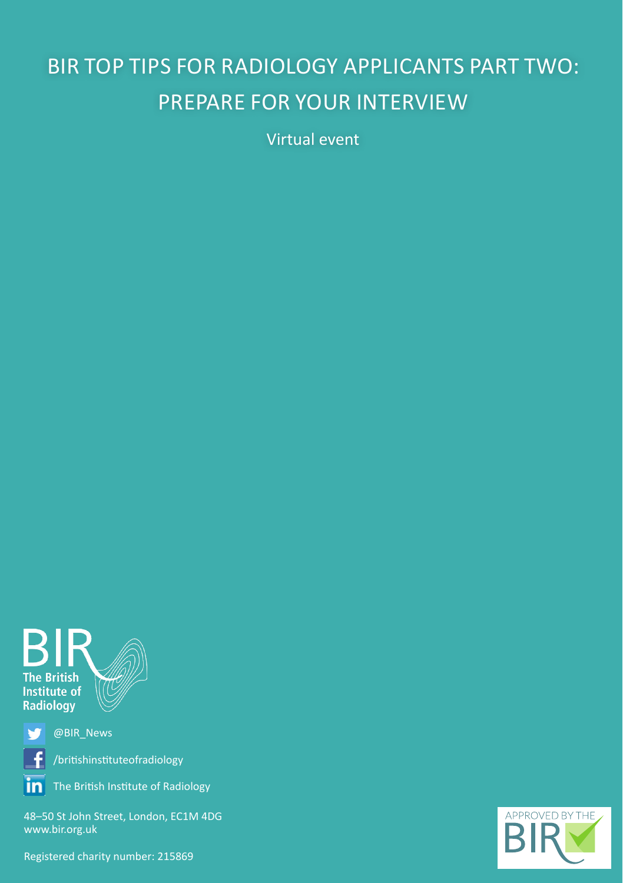# BIR TOP TIPS FOR RADIOLOGY APPLICANTS PART TWO: PREPARE FOR YOUR INTERVIEW

Virtual event

BIR
The British Institute of Radiology

@BIR_News

/britishinstituteofradiology

The British Institute of Radiology

48–50 St John Street, London, EC1M 4DG
www.bir.org.uk

Registered charity number: 215869

APPROVED BY THE BIR